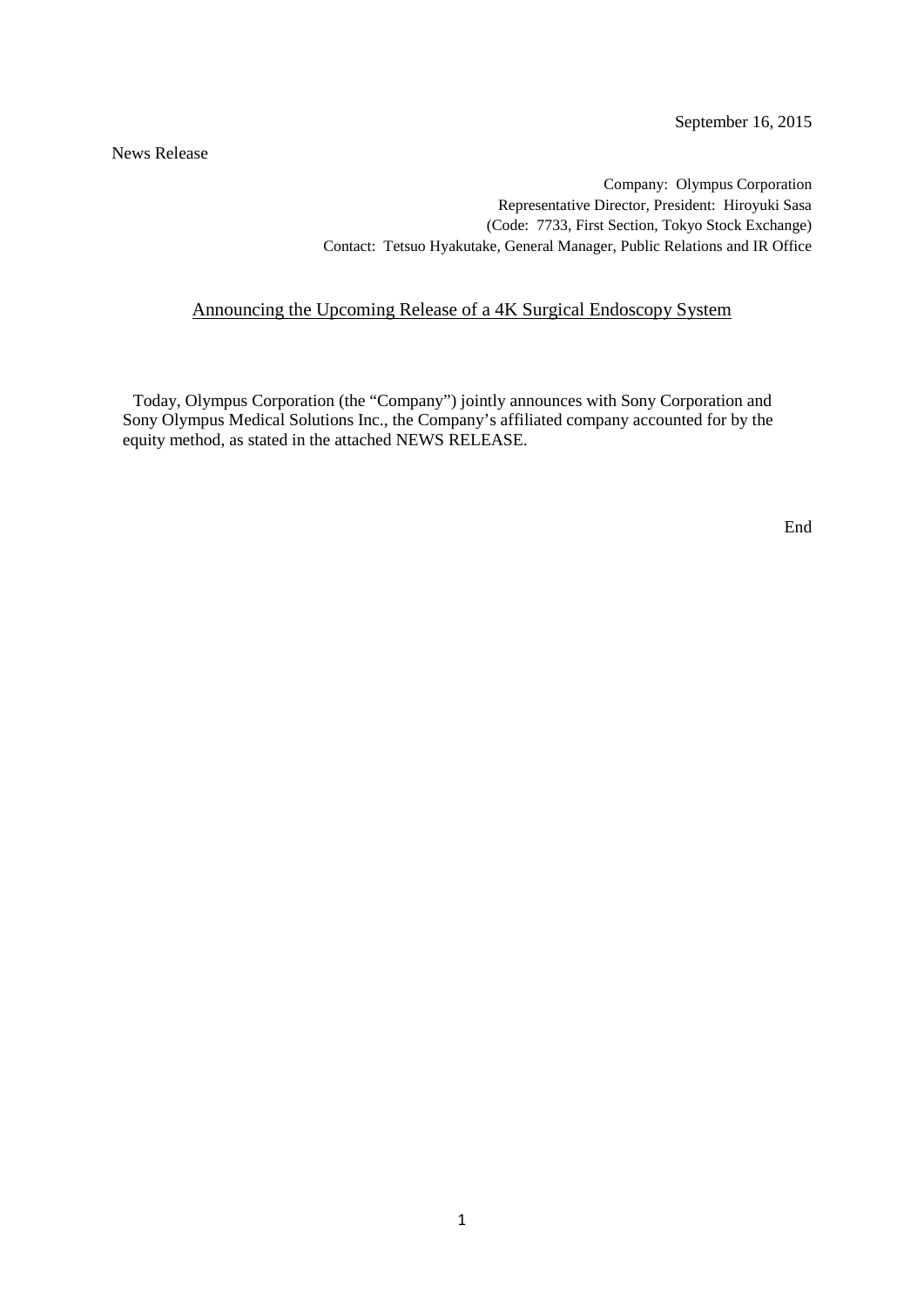September 16, 2015

News Release

Company: Olympus Corporation
Representative Director, President: Hiroyuki Sasa
(Code: 7733, First Section, Tokyo Stock Exchange)
Contact: Tetsuo Hyakutake, General Manager, Public Relations and IR Office

# Announcing the Upcoming Release of a 4K Surgical Endoscopy System

Today, Olympus Corporation (the "Company") jointly announces with Sony Corporation and Sony Olympus Medical Solutions Inc., the Company's affiliated company accounted for by the equity method, as stated in the attached NEWS RELEASE.

End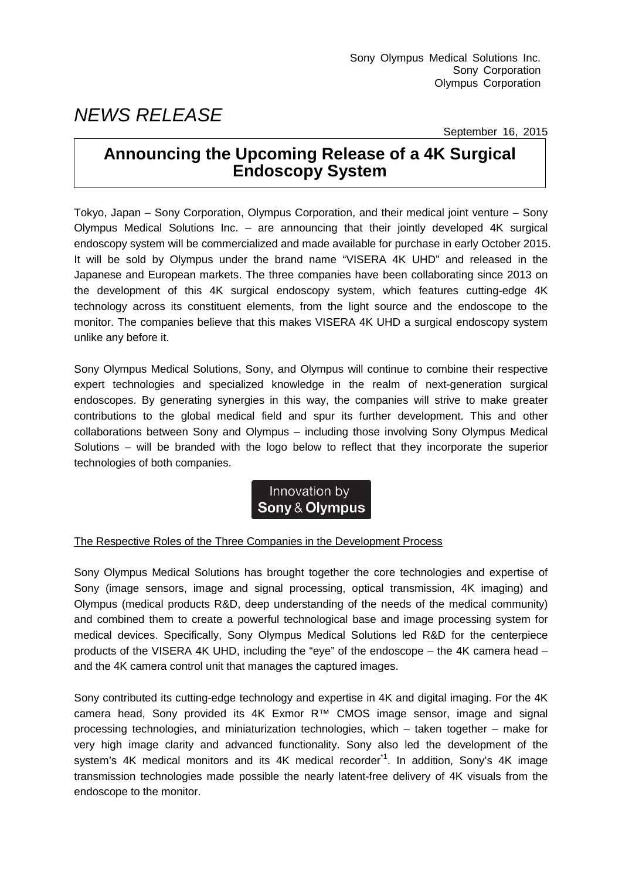Sony Olympus Medical Solutions Inc.
Sony Corporation
Olympus Corporation

*NEWS RELEASE*

September 16, 2015

# Announcing the Upcoming Release of a 4K Surgical Endoscopy System

Tokyo, Japan – Sony Corporation, Olympus Corporation, and their medical joint venture – Sony Olympus Medical Solutions Inc. – are announcing that their jointly developed 4K surgical endoscopy system will be commercialized and made available for purchase in early October 2015. It will be sold by Olympus under the brand name "VISERA 4K UHD" and released in the Japanese and European markets. The three companies have been collaborating since 2013 on the development of this 4K surgical endoscopy system, which features cutting-edge 4K technology across its constituent elements, from the light source and the endoscope to the monitor. The companies believe that this makes VISERA 4K UHD a surgical endoscopy system unlike any before it.

Sony Olympus Medical Solutions, Sony, and Olympus will continue to combine their respective expert technologies and specialized knowledge in the realm of next-generation surgical endoscopes. By generating synergies in this way, the companies will strive to make greater contributions to the global medical field and spur its further development. This and other collaborations between Sony and Olympus – including those involving Sony Olympus Medical Solutions – will be branded with the logo below to reflect that they incorporate the superior technologies of both companies.

Innovation by
**Sony & Olympus**

The Respective Roles of the Three Companies in the Development Process

Sony Olympus Medical Solutions has brought together the core technologies and expertise of Sony (image sensors, image and signal processing, optical transmission, 4K imaging) and Olympus (medical products R&D, deep understanding of the needs of the medical community) and combined them to create a powerful technological base and image processing system for medical devices. Specifically, Sony Olympus Medical Solutions led R&D for the centerpiece products of the VISERA 4K UHD, including the "eye" of the endoscope – the 4K camera head – and the 4K camera control unit that manages the captured images.

Sony contributed its cutting-edge technology and expertise in 4K and digital imaging. For the 4K camera head, Sony provided its 4K Exmor R™ CMOS image sensor, image and signal processing technologies, and miniaturization technologies, which – taken together – make for very high image clarity and advanced functionality. Sony also led the development of the system's 4K medical monitors and its 4K medical recorder[*1]. In addition, Sony's 4K image transmission technologies made possible the nearly latent-free delivery of 4K visuals from the endoscope to the monitor.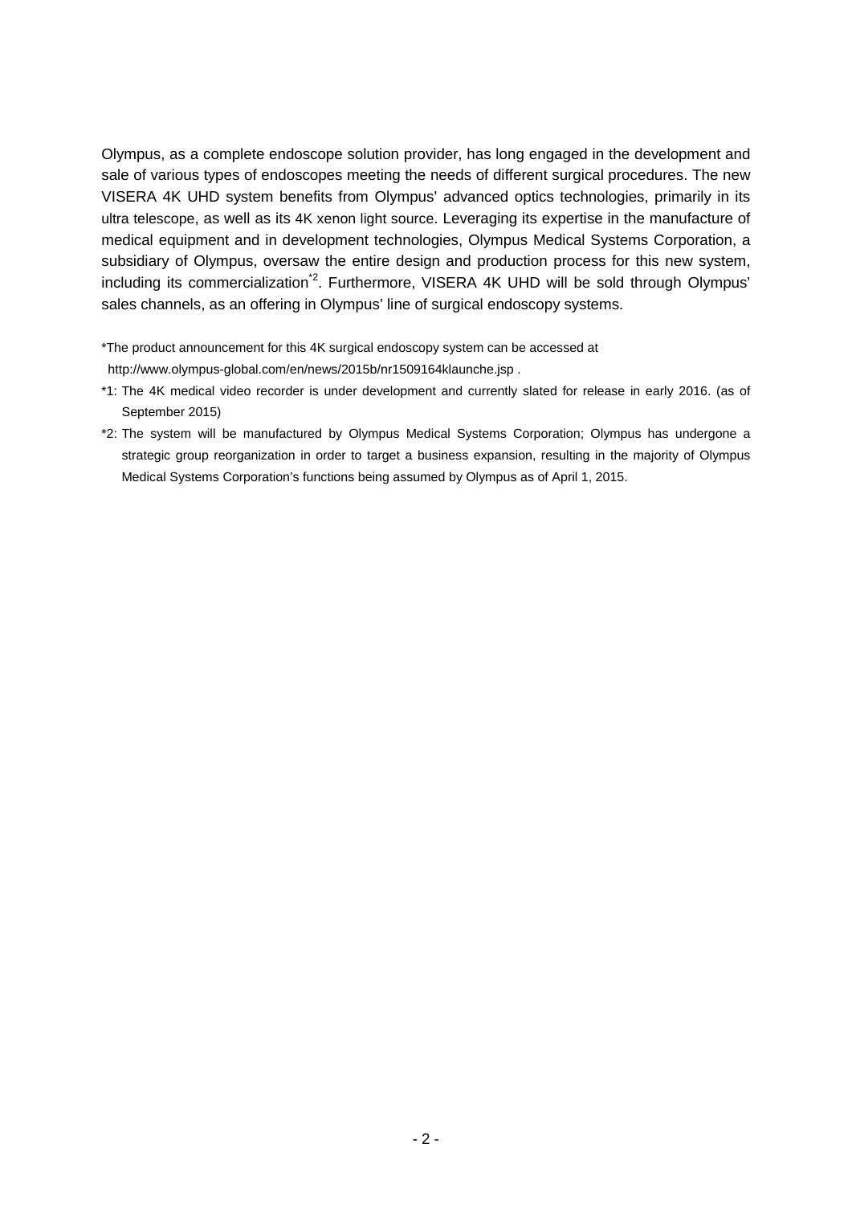Olympus, as a complete endoscope solution provider, has long engaged in the development and sale of various types of endoscopes meeting the needs of different surgical procedures. The new VISERA 4K UHD system benefits from Olympus' advanced optics technologies, primarily in its ultra telescope, as well as its 4K xenon light source. Leveraging its expertise in the manufacture of medical equipment and in development technologies, Olympus Medical Systems Corporation, a subsidiary of Olympus, oversaw the entire design and production process for this new system, including its commercialization[*2]. Furthermore, VISERA 4K UHD will be sold through Olympus' sales channels, as an offering in Olympus' line of surgical endoscopy systems.

*The product announcement for this 4K surgical endoscopy system can be accessed at http://www.olympus-global.com/en/news/2015b/nr1509164klaunche.jsp .

*1: The 4K medical video recorder is under development and currently slated for release in early 2016. (as of September 2015)

*2: The system will be manufactured by Olympus Medical Systems Corporation; Olympus has undergone a strategic group reorganization in order to target a business expansion, resulting in the majority of Olympus Medical Systems Corporation's functions being assumed by Olympus as of April 1, 2015.